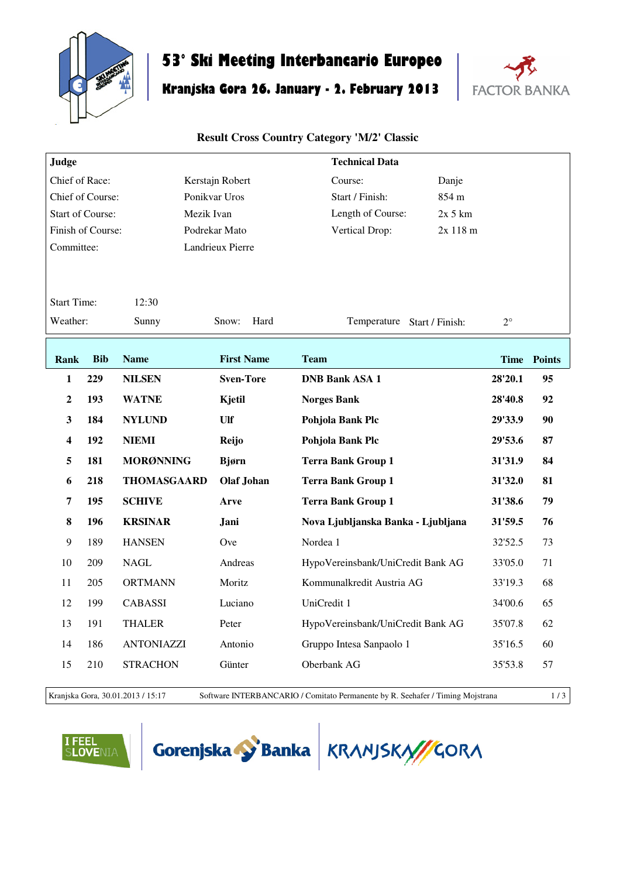# 53° Ski Meeting Interbancario Europeo

## Kranjska Gora 26. January - 2. February 2013

FACTOR BANKA

### Result Cross Country Category 'M/2' Classic

| Judge | | Technical Data | |
|---|---|---|---|
| Chief of Race: | Kerstajn Robert | Course: | Danje |
| Chief of Course: | Ponikvar Uros | Start / Finish: | 854 m |
| Start of Course: | Mezik Ivan | Length of Course: | 2x 5 km |
| Finish of Course: | Podrekar Mato | Vertical Drop: | 2x 118 m |
| Committee: | Landrieux Pierre | | |

Start Time: 12:30

Weather: Sunny    Snow: Hard    Temperature Start / Finish: 2°

| Rank | Bib | Name | First Name | Team | Time | Points |
|---|---|---|---|---|---|---|
| **1** | **229** | **NILSEN** | **Sven-Tore** | **DNB Bank ASA 1** | **28'20.1** | **95** |
| **2** | **193** | **WATNE** | **Kjetil** | **Norges Bank** | **28'40.8** | **92** |
| **3** | **184** | **NYLUND** | **Ulf** | **Pohjola Bank Plc** | **29'33.9** | **90** |
| **4** | **192** | **NIEMI** | **Reijo** | **Pohjola Bank Plc** | **29'53.6** | **87** |
| **5** | **181** | **MORØNNING** | **Bjørn** | **Terra Bank Group 1** | **31'31.9** | **84** |
| **6** | **218** | **THOMASGAARD** | **Olaf Johan** | **Terra Bank Group 1** | **31'32.0** | **81** |
| **7** | **195** | **SCHIVE** | **Arve** | **Terra Bank Group 1** | **31'38.6** | **79** |
| **8** | **196** | **KRSINAR** | **Jani** | **Nova Ljubljanska Banka - Ljubljana** | **31'59.5** | **76** |
| 9 | 189 | HANSEN | Ove | Nordea 1 | 32'52.5 | 73 |
| 10 | 209 | NAGL | Andreas | HypoVereinsbank/UniCredit Bank AG | 33'05.0 | 71 |
| 11 | 205 | ORTMANN | Moritz | Kommunalkredit Austria AG | 33'19.3 | 68 |
| 12 | 199 | CABASSI | Luciano | UniCredit 1 | 34'00.6 | 65 |
| 13 | 191 | THALER | Peter | HypoVereinsbank/UniCredit Bank AG | 35'07.8 | 62 |
| 14 | 186 | ANTONIAZZI | Antonio | Gruppo Intesa Sanpaolo 1 | 35'16.5 | 60 |
| 15 | 210 | STRACHON | Günter | Oberbank AG | 35'53.8 | 57 |

Kranjska Gora, 30.01.2013 / 15:17    Software INTERBANCARIO / Comitato Permanente by R. Seehafer / Timing Mojstrana

I FEEL SLOVENIA    Gorenjska Banka    KRANJSKA GORA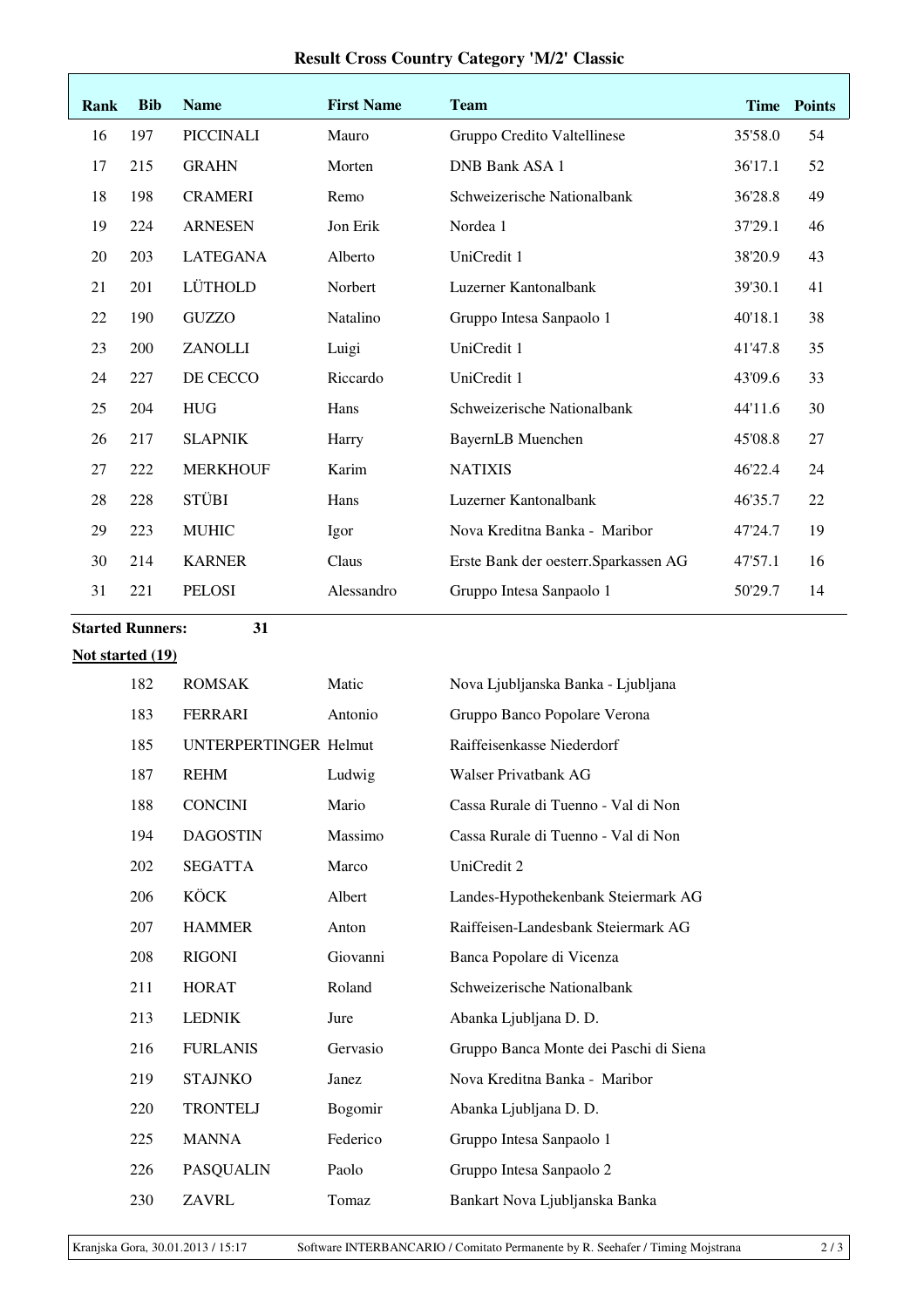## Result Cross Country Category 'M/2' Classic

| Rank | Bib | Name | First Name | Team | Time | Points |
|---|---|---|---|---|---|---|
| 16 | 197 | PICCINALI | Mauro | Gruppo Credito Valtellinese | 35'58.0 | 54 |
| 17 | 215 | GRAHN | Morten | DNB Bank ASA 1 | 36'17.1 | 52 |
| 18 | 198 | CRAMERI | Remo | Schweizerische Nationalbank | 36'28.8 | 49 |
| 19 | 224 | ARNESEN | Jon Erik | Nordea 1 | 37'29.1 | 46 |
| 20 | 203 | LATEGANA | Alberto | UniCredit 1 | 38'20.9 | 43 |
| 21 | 201 | LÜTHOLD | Norbert | Luzerner Kantonalbank | 39'30.1 | 41 |
| 22 | 190 | GUZZO | Natalino | Gruppo Intesa Sanpaolo 1 | 40'18.1 | 38 |
| 23 | 200 | ZANOLLI | Luigi | UniCredit 1 | 41'47.8 | 35 |
| 24 | 227 | DE CECCO | Riccardo | UniCredit 1 | 43'09.6 | 33 |
| 25 | 204 | HUG | Hans | Schweizerische Nationalbank | 44'11.6 | 30 |
| 26 | 217 | SLAPNIK | Harry | BayernLB Muenchen | 45'08.8 | 27 |
| 27 | 222 | MERKHOUF | Karim | NATIXIS | 46'22.4 | 24 |
| 28 | 228 | STÜBI | Hans | Luzerner Kantonalbank | 46'35.7 | 22 |
| 29 | 223 | MUHIC | Igor | Nova Kreditna Banka - Maribor | 47'24.7 | 19 |
| 30 | 214 | KARNER | Claus | Erste Bank der oesterr.Sparkassen AG | 47'57.1 | 16 |
| 31 | 221 | PELOSI | Alessandro | Gruppo Intesa Sanpaolo 1 | 50'29.7 | 14 |

**Started Runners:** 31

**Not started (19)**

| Bib | Name | First Name | Team |
|---|---|---|---|
| 182 | ROMSAK | Matic | Nova Ljubljanska Banka - Ljubljana |
| 183 | FERRARI | Antonio | Gruppo Banco Popolare Verona |
| 185 | UNTERPERTINGER | Helmut | Raiffeisenkasse Niederdorf |
| 187 | REHM | Ludwig | Walser Privatbank AG |
| 188 | CONCINI | Mario | Cassa Rurale di Tuenno - Val di Non |
| 194 | DAGOSTIN | Massimo | Cassa Rurale di Tuenno - Val di Non |
| 202 | SEGATTA | Marco | UniCredit 2 |
| 206 | KÖCK | Albert | Landes-Hypothekenbank Steiermark AG |
| 207 | HAMMER | Anton | Raiffeisen-Landesbank Steiermark AG |
| 208 | RIGONI | Giovanni | Banca Popolare di Vicenza |
| 211 | HORAT | Roland | Schweizerische Nationalbank |
| 213 | LEDNIK | Jure | Abanka Ljubljana D. D. |
| 216 | FURLANIS | Gervasio | Gruppo Banca Monte dei Paschi di Siena |
| 219 | STAJNKO | Janez | Nova Kreditna Banka - Maribor |
| 220 | TRONTELJ | Bogomir | Abanka Ljubljana D. D. |
| 225 | MANNA | Federico | Gruppo Intesa Sanpaolo 1 |
| 226 | PASQUALIN | Paolo | Gruppo Intesa Sanpaolo 2 |
| 230 | ZAVRL | Tomaz | Bankart Nova Ljubljanska Banka |

Kranjska Gora, 30.01.2013 / 15:17 Software INTERBANCARIO / Comitato Permanente by R. Seehafer / Timing Mojstrana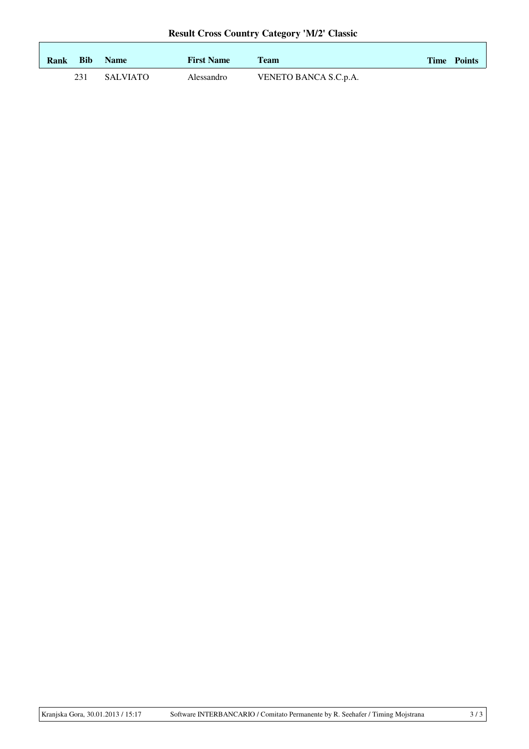# Result Cross Country Category 'M/2' Classic

| Rank | Bib | Name | First Name | Team | Time | Points |
|---|---|---|---|---|---|---|
| | 231 | SALVIATO | Alessandro | VENETO BANCA S.C.p.A. | | |

Kranjska Gora, 30.01.2013 / 15:17 Software INTERBANCARIO / Comitato Permanente by R. Seehafer / Timing Mojstrana